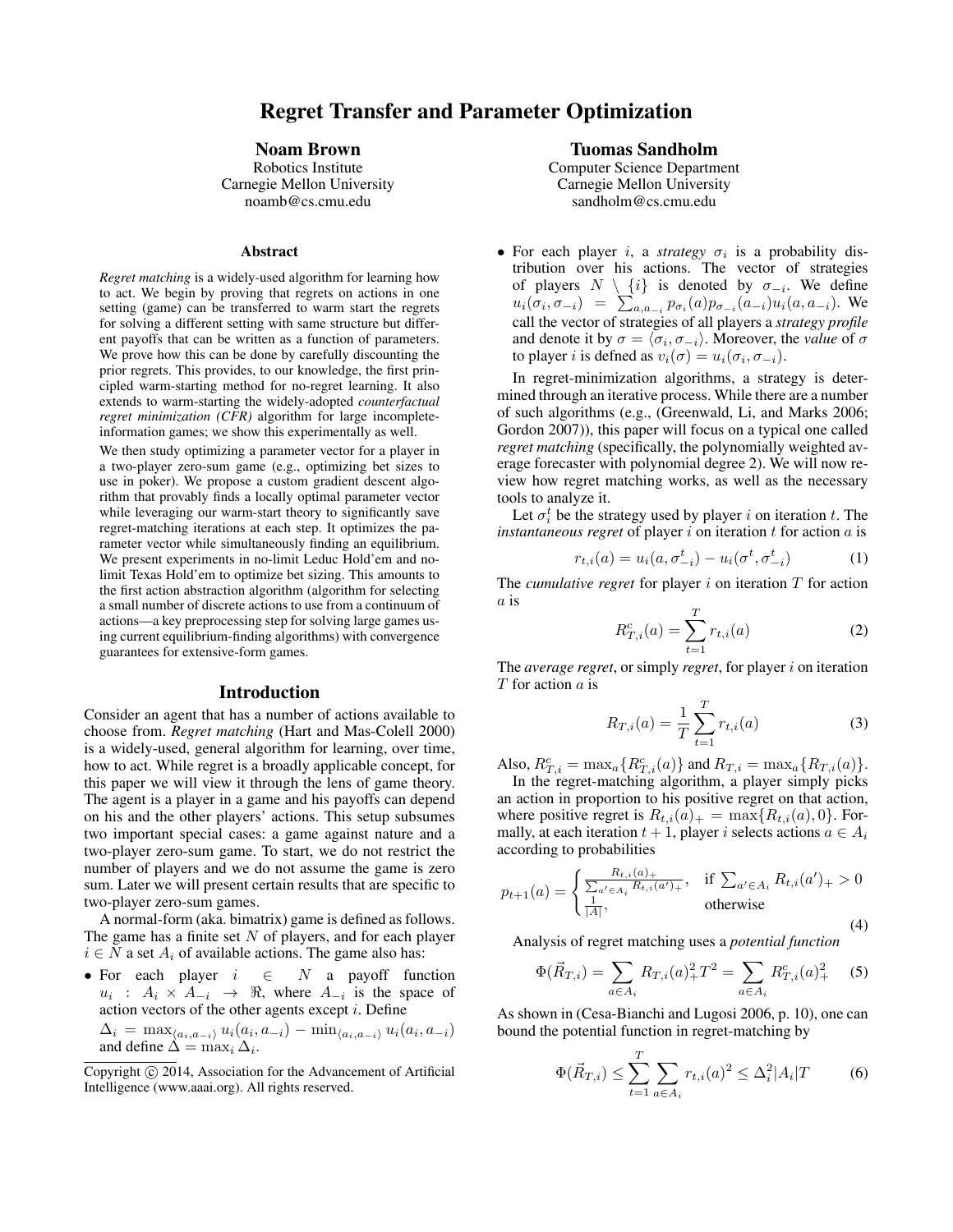# Regret Transfer and Parameter Optimization

**Noam Brown**
Robotics Institute
Carnegie Mellon University
noamb@cs.cmu.edu

**Tuomas Sandholm**
Computer Science Department
Carnegie Mellon University
sandholm@cs.cmu.edu

## Abstract

*Regret matching* is a widely-used algorithm for learning how to act. We begin by proving that regrets on actions in one setting (game) can be transferred to warm start the regrets for solving a different setting with same structure but different payoffs that can be written as a function of parameters. We prove how this can be done by carefully discounting the prior regrets. This provides, to our knowledge, the first principled warm-starting method for no-regret learning. It also extends to warm-starting the widely-adopted *counterfactual regret minimization (CFR)* algorithm for large incomplete-information games; we show this experimentally as well.

We then study optimizing a parameter vector for a player in a two-player zero-sum game (e.g., optimizing bet sizes to use in poker). We propose a custom gradient descent algorithm that provably finds a locally optimal parameter vector while leveraging our warm-start theory to significantly save regret-matching iterations at each step. It optimizes the parameter vector while simultaneously finding an equilibrium. We present experiments in no-limit Leduc Hold'em and no-limit Texas Hold'em to optimize bet sizing. This amounts to the first action abstraction algorithm (algorithm for selecting a small number of discrete actions to use from a continuum of actions—a key preprocessing step for solving large games using current equilibrium-finding algorithms) with convergence guarantees for extensive-form games.

## Introduction

Consider an agent that has a number of actions available to choose from. *Regret matching* (Hart and Mas-Colell 2000) is a widely-used, general algorithm for learning, over time, how to act. While regret is a broadly applicable concept, for this paper we will view it through the lens of game theory. The agent is a player in a game and his payoffs can depend on his and the other players' actions. This setup subsumes two important special cases: a game against nature and a two-player zero-sum game. To start, we do not restrict the number of players and we do not assume the game is zero sum. Later we will present certain results that are specific to two-player zero-sum games.

A normal-form (aka. bimatrix) game is defined as follows. The game has a finite set $N$ of players, and for each player $i \in N$ a set $A_i$ of available actions. The game also has:

- For each player $i \in N$ a payoff function $u_i : A_i \times A_{-i} \rightarrow \Re$, where $A_{-i}$ is the space of action vectors of the other agents except $i$. Define $\Delta_i = \max_{\langle a_i, a_{-i} \rangle} u_i(a_i, a_{-i}) - \min_{\langle a_i, a_{-i} \rangle} u_i(a_i, a_{-i})$ and define $\Delta = \max_i \Delta_i$.
- For each player $i$, a *strategy* $\sigma_i$ is a probability distribution over his actions. The vector of strategies of players $N \setminus \{i\}$ is denoted by $\sigma_{-i}$. We define $u_i(\sigma_i, \sigma_{-i}) = \sum_{a, a_{-i}} p_{\sigma_i}(a) p_{\sigma_{-i}}(a_{-i}) u_i(a, a_{-i})$. We call the vector of strategies of all players a *strategy profile* and denote it by $\sigma = \langle \sigma_i, \sigma_{-i} \rangle$. Moreover, the *value* of $\sigma$ to player $i$ is defned as $v_i(\sigma) = u_i(\sigma_i, \sigma_{-i})$.

In regret-minimization algorithms, a strategy is determined through an iterative process. While there are a number of such algorithms (e.g., (Greenwald, Li, and Marks 2006; Gordon 2007)), this paper will focus on a typical one called *regret matching* (specifically, the polynomially weighted average forecaster with polynomial degree 2). We will now review how regret matching works, as well as the necessary tools to analyze it.

Let $\sigma_i^t$ be the strategy used by player $i$ on iteration $t$. The *instantaneous regret* of player $i$ on iteration $t$ for action $a$ is

$$r_{t,i}(a) = u_i(a, \sigma_{-i}^t) - u_i(\sigma^t, \sigma_{-i}^t) \tag{1}$$

The *cumulative regret* for player $i$ on iteration $T$ for action $a$ is

$$R_{T,i}^c(a) = \sum_{t=1}^{T} r_{t,i}(a) \tag{2}$$

The *average regret*, or simply *regret*, for player $i$ on iteration $T$ for action $a$ is

$$R_{T,i}(a) = \frac{1}{T} \sum_{t=1}^{T} r_{t,i}(a) \tag{3}$$

Also, $R_{T,i}^c = \max_a \{R_{T,i}^c(a)\}$ and $R_{T,i} = \max_a \{R_{T,i}(a)\}$.

In the regret-matching algorithm, a player simply picks an action in proportion to his positive regret on that action, where positive regret is $R_{t,i}(a)_+ = \max\{R_{t,i}(a), 0\}$. Formally, at each iteration $t+1$, player $i$ selects actions $a \in A_i$ according to probabilities

$$p_{t+1}(a) = \begin{cases} \frac{R_{t,i}(a)_+}{\sum_{a' \in A_i} R_{t,i}(a')_+}, & \text{if } \sum_{a' \in A_i} R_{t,i}(a')_+ > 0 \\ \frac{1}{|A|}, & \text{otherwise} \end{cases} \tag{4}$$

Analysis of regret matching uses a *potential function*

$$\Phi(\vec{R}_{T,i}) = \sum_{a \in A_i} R_{T,i}(a)_+^2 T^2 = \sum_{a \in A_i} R_{T,i}^c(a)_+^2 \tag{5}$$

As shown in (Cesa-Bianchi and Lugosi 2006, p. 10), one can bound the potential function in regret-matching by

$$\Phi(\vec{R}_{T,i}) \leq \sum_{t=1}^{T} \sum_{a \in A_i} r_{t,i}(a)^2 \leq \Delta_i^2 |A_i| T \tag{6}$$

Copyright © 2014, Association for the Advancement of Artificial Intelligence (www.aaai.org). All rights reserved.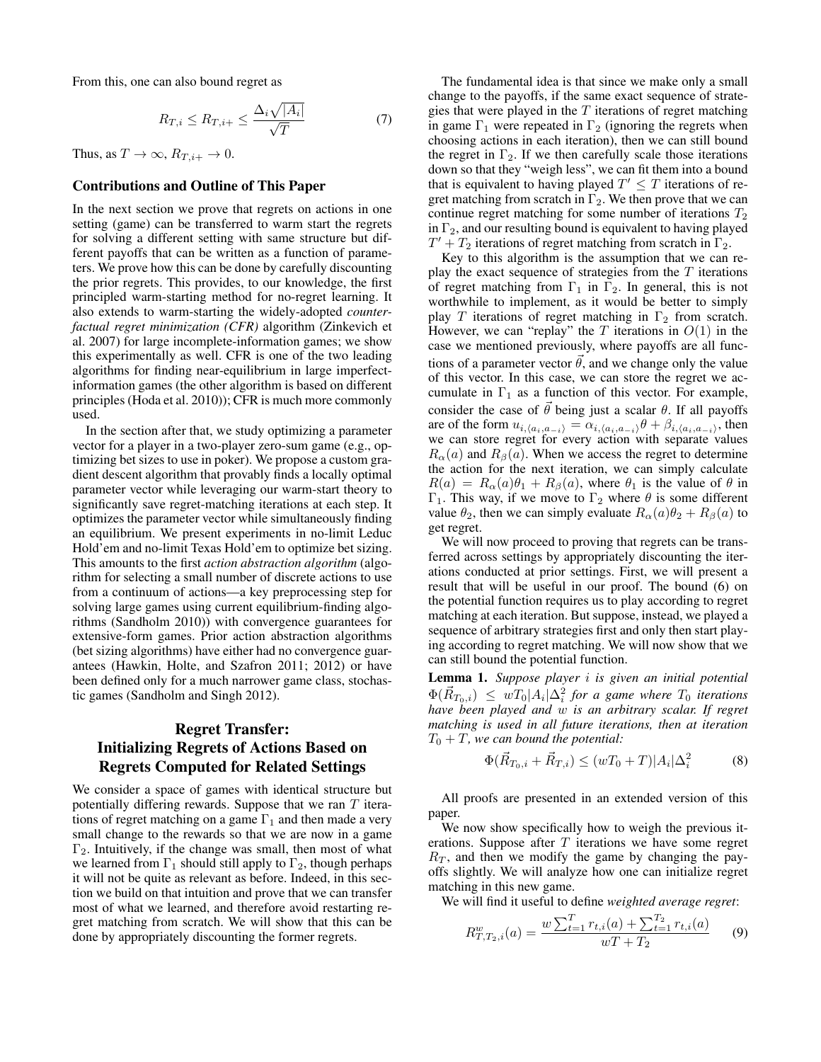From this, one can also bound regret as

$$R_{T,i} \leq R_{T,i+} \leq \frac{\Delta_i \sqrt{|A_i|}}{\sqrt{T}} \tag{7}$$

Thus, as $T \to \infty$, $R_{T,i+} \to 0$.

### Contributions and Outline of This Paper

In the next section we prove that regrets on actions in one setting (game) can be transferred to warm start the regrets for solving a different setting with same structure but different payoffs that can be written as a function of parameters. We prove how this can be done by carefully discounting the prior regrets. This provides, to our knowledge, the first principled warm-starting method for no-regret learning. It also extends to warm-starting the widely-adopted *counterfactual regret minimization (CFR)* algorithm (Zinkevich et al. 2007) for large incomplete-information games; we show this experimentally as well. CFR is one of the two leading algorithms for finding near-equilibrium in large imperfect-information games (the other algorithm is based on different principles (Hoda et al. 2010)); CFR is much more commonly used.

In the section after that, we study optimizing a parameter vector for a player in a two-player zero-sum game (e.g., optimizing bet sizes to use in poker). We propose a custom gradient descent algorithm that provably finds a locally optimal parameter vector while leveraging our warm-start theory to significantly save regret-matching iterations at each step. It optimizes the parameter vector while simultaneously finding an equilibrium. We present experiments in no-limit Leduc Hold'em and no-limit Texas Hold'em to optimize bet sizing. This amounts to the first *action abstraction algorithm* (algorithm for selecting a small number of discrete actions to use from a continuum of actions—a key preprocessing step for solving large games using current equilibrium-finding algorithms (Sandholm 2010)) with convergence guarantees for extensive-form games. Prior action abstraction algorithms (bet sizing algorithms) have either had no convergence guarantees (Hawkin, Holte, and Szafron 2011; 2012) or have been defined only for a much narrower game class, stochastic games (Sandholm and Singh 2012).

## Regret Transfer: Initializing Regrets of Actions Based on Regrets Computed for Related Settings

We consider a space of games with identical structure but potentially differing rewards. Suppose that we ran $T$ iterations of regret matching on a game $\Gamma_1$ and then made a very small change to the rewards so that we are now in a game $\Gamma_2$. Intuitively, if the change was small, then most of what we learned from $\Gamma_1$ should still apply to $\Gamma_2$, though perhaps it will not be quite as relevant as before. Indeed, in this section we build on that intuition and prove that we can transfer most of what we learned, and therefore avoid restarting regret matching from scratch. We will show that this can be done by appropriately discounting the former regrets.

The fundamental idea is that since we make only a small change to the payoffs, if the same exact sequence of strategies that were played in the $T$ iterations of regret matching in game $\Gamma_1$ were repeated in $\Gamma_2$ (ignoring the regrets when choosing actions in each iteration), then we can still bound the regret in $\Gamma_2$. If we then carefully scale those iterations down so that they "weigh less", we can fit them into a bound that is equivalent to having played $T' \leq T$ iterations of regret matching from scratch in $\Gamma_2$. We then prove that we can continue regret matching for some number of iterations $T_2$ in $\Gamma_2$, and our resulting bound is equivalent to having played $T' + T_2$ iterations of regret matching from scratch in $\Gamma_2$.

Key to this algorithm is the assumption that we can replay the exact sequence of strategies from the $T$ iterations of regret matching from $\Gamma_1$ in $\Gamma_2$. In general, this is not worthwhile to implement, as it would be better to simply play $T$ iterations of regret matching in $\Gamma_2$ from scratch. However, we can "replay" the $T$ iterations in $O(1)$ in the case we mentioned previously, where payoffs are all functions of a parameter vector $\vec{\theta}$, and we change only the value of this vector. In this case, we can store the regret we accumulate in $\Gamma_1$ as a function of this vector. For example, consider the case of $\vec{\theta}$ being just a scalar $\theta$. If all payoffs are of the form $u_{i,\langle a_i,a_{-i}\rangle} = \alpha_{i,\langle a_i,a_{-i}\rangle}\theta + \beta_{i,\langle a_i,a_{-i}\rangle}$, then we can store regret for every action with separate values $R_\alpha(a)$ and $R_\beta(a)$. When we access the regret to determine the action for the next iteration, we can simply calculate $R(a) = R_\alpha(a)\theta_1 + R_\beta(a)$, where $\theta_1$ is the value of $\theta$ in $\Gamma_1$. This way, if we move to $\Gamma_2$ where $\theta$ is some different value $\theta_2$, then we can simply evaluate $R_\alpha(a)\theta_2 + R_\beta(a)$ to get regret.

We will now proceed to proving that regrets can be transferred across settings by appropriately discounting the iterations conducted at prior settings. First, we will present a result that will be useful in our proof. The bound (6) on the potential function requires us to play according to regret matching at each iteration. But suppose, instead, we played a sequence of arbitrary strategies first and only then start playing according to regret matching. We will now show that we can still bound the potential function.

**Lemma 1.** *Suppose player $i$ is given an initial potential $\Phi(\vec{R}_{T_0,i}) \leq wT_0|A_i|\Delta_i^2$ for a game where $T_0$ iterations have been played and $w$ is an arbitrary scalar. If regret matching is used in all future iterations, then at iteration $T_0 + T$, we can bound the potential:*

$$\Phi(\vec{R}_{T_0,i} + \vec{R}_{T,i}) \leq (wT_0 + T)|A_i|\Delta_i^2 \tag{8}$$

All proofs are presented in an extended version of this paper.

We now show specifically how to weigh the previous iterations. Suppose after $T$ iterations we have some regret $R_T$, and then we modify the game by changing the payoffs slightly. We will analyze how one can initialize regret matching in this new game.

We will find it useful to define *weighted average regret*:

$$R^w_{T,T_2,i}(a) = \frac{w\sum_{t=1}^{T} r_{t,i}(a) + \sum_{t=1}^{T_2} r_{t,i}(a)}{wT + T_2} \tag{9}$$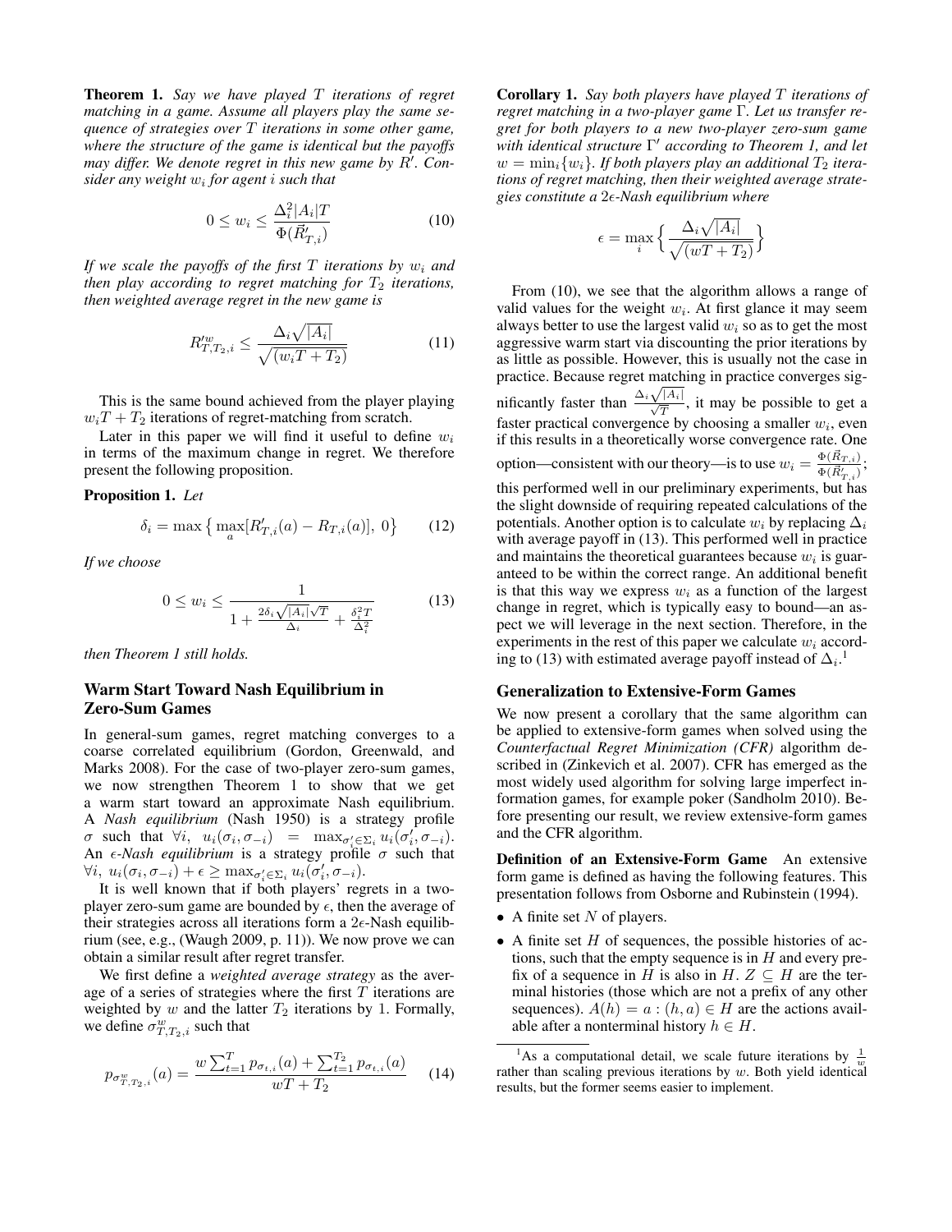**Theorem 1.** *Say we have played $T$ iterations of regret matching in a game. Assume all players play the same sequence of strategies over $T$ iterations in some other game, where the structure of the game is identical but the payoffs may differ. We denote regret in this new game by $R'$. Consider any weight $w_i$ for agent $i$ such that*

$$0 \leq w_i \leq \frac{\Delta_i^2 |A_i| T}{\Phi(\vec{R}'_{T,i})} \tag{10}$$

*If we scale the payoffs of the first $T$ iterations by $w_i$ and then play according to regret matching for $T_2$ iterations, then weighted average regret in the new game is*

$$R'^{w}_{T,T_2,i} \leq \frac{\Delta_i \sqrt{|A_i|}}{\sqrt{(w_i T + T_2)}} \tag{11}$$

This is the same bound achieved from the player playing $w_i T + T_2$ iterations of regret-matching from scratch.

Later in this paper we will find it useful to define $w_i$ in terms of the maximum change in regret. We therefore present the following proposition.

**Proposition 1.** *Let*

$$\delta_i = \max\big\{ \max_a [R'_{T,i}(a) - R_{T,i}(a)],\ 0 \big\} \tag{12}$$

*If we choose*

$$0 \leq w_i \leq \frac{1}{1 + \frac{2\delta_i \sqrt{|A_i|}\sqrt{T}}{\Delta_i} + \frac{\delta_i^2 T}{\Delta_i^2}} \tag{13}$$

*then Theorem 1 still holds.*

## Warm Start Toward Nash Equilibrium in Zero-Sum Games

In general-sum games, regret matching converges to a coarse correlated equilibrium (Gordon, Greenwald, and Marks 2008). For the case of two-player zero-sum games, we now strengthen Theorem 1 to show that we get a warm start toward an approximate Nash equilibrium. A *Nash equilibrium* (Nash 1950) is a strategy profile $\sigma$ such that $\forall i,\ u_i(\sigma_i, \sigma_{-i}) = \max_{\sigma'_i \in \Sigma_i} u_i(\sigma'_i, \sigma_{-i})$. An *$\epsilon$-Nash equilibrium* is a strategy profile $\sigma$ such that $\forall i,\ u_i(\sigma_i, \sigma_{-i}) + \epsilon \geq \max_{\sigma'_i \in \Sigma_i} u_i(\sigma'_i, \sigma_{-i})$.

It is well known that if both players' regrets in a two-player zero-sum game are bounded by $\epsilon$, then the average of their strategies across all iterations form a $2\epsilon$-Nash equilibrium (see, e.g., (Waugh 2009, p. 11)). We now prove we can obtain a similar result after regret transfer.

We first define a *weighted average strategy* as the average of a series of strategies where the first $T$ iterations are weighted by $w$ and the latter $T_2$ iterations by 1. Formally, we define $\sigma^w_{T,T_2,i}$ such that

$$p_{\sigma^w_{T,T_2,i}}(a) = \frac{w \sum_{t=1}^{T} p_{\sigma_{t,i}}(a) + \sum_{t=1}^{T_2} p_{\sigma_{t,i}}(a)}{wT + T_2} \tag{14}$$

**Corollary 1.** *Say both players have played $T$ iterations of regret matching in a two-player game $\Gamma$. Let us transfer regret for both players to a new two-player zero-sum game with identical structure $\Gamma'$ according to Theorem 1, and let $w = \min_i\{w_i\}$. If both players play an additional $T_2$ iterations of regret matching, then their weighted average strategies constitute a $2\epsilon$-Nash equilibrium where*

$$\epsilon = \max_i \Big\{ \frac{\Delta_i \sqrt{|A_i|}}{\sqrt{(wT + T_2)}} \Big\}$$

From (10), we see that the algorithm allows a range of valid values for the weight $w_i$. At first glance it may seem always better to use the largest valid $w_i$ so as to get the most aggressive warm start via discounting the prior iterations by as little as possible. However, this is usually not the case in practice. Because regret matching in practice converges significantly faster than $\frac{\Delta_i \sqrt{|A_i|}}{\sqrt{T}}$, it may be possible to get a faster practical convergence by choosing a smaller $w_i$, even if this results in a theoretically worse convergence rate. One option—consistent with our theory—is to use $w_i = \frac{\Phi(\vec{R}_{T,i})}{\Phi(\vec{R}'_{T,i})}$; this performed well in our preliminary experiments, but has the slight downside of requiring repeated calculations of the potentials. Another option is to calculate $w_i$ by replacing $\Delta_i$ with average payoff in (13). This performed well in practice and maintains the theoretical guarantees because $w_i$ is guaranteed to be within the correct range. An additional benefit is that this way we express $w_i$ as a function of the largest change in regret, which is typically easy to bound—an aspect we will leverage in the next section. Therefore, in the experiments in the rest of this paper we calculate $w_i$ according to (13) with estimated average payoff instead of $\Delta_i$.[1]

## Generalization to Extensive-Form Games

We now present a corollary that the same algorithm can be applied to extensive-form games when solved using the *Counterfactual Regret Minimization (CFR)* algorithm described in (Zinkevich et al. 2007). CFR has emerged as the most widely used algorithm for solving large imperfect information games, for example poker (Sandholm 2010). Before presenting our result, we review extensive-form games and the CFR algorithm.

**Definition of an Extensive-Form Game** An extensive form game is defined as having the following features. This presentation follows from Osborne and Rubinstein (1994).

- A finite set $N$ of players.
- A finite set $H$ of sequences, the possible histories of actions, such that the empty sequence is in $H$ and every prefix of a sequence in $H$ is also in $H$. $Z \subseteq H$ are the terminal histories (those which are not a prefix of any other sequences). $A(h) = a : (h, a) \in H$ are the actions available after a nonterminal history $h \in H$.

[1] As a computational detail, we scale future iterations by $\frac{1}{w}$ rather than scaling previous iterations by $w$. Both yield identical results, but the former seems easier to implement.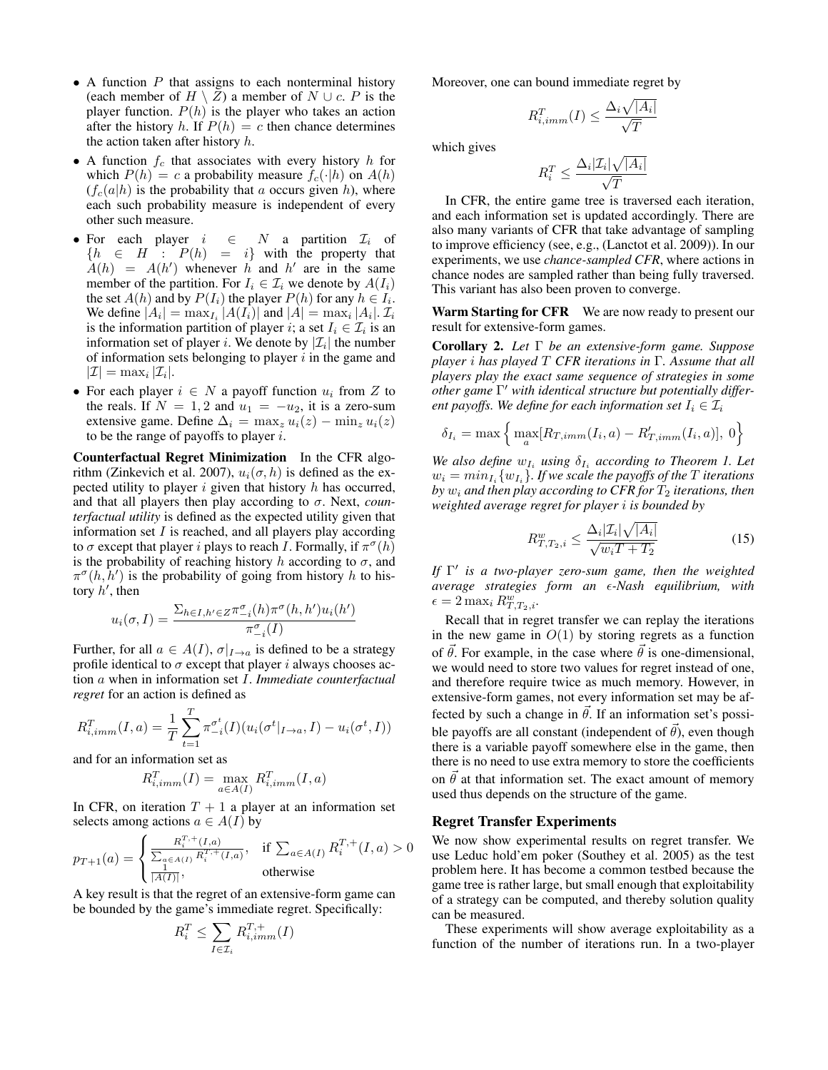- A function $P$ that assigns to each nonterminal history (each member of $H \setminus Z$) a member of $N \cup c$. $P$ is the player function. $P(h)$ is the player who takes an action after the history $h$. If $P(h) = c$ then chance determines the action taken after history $h$.
- A function $f_c$ that associates with every history $h$ for which $P(h) = c$ a probability measure $f_c(\cdot|h)$ on $A(h)$ ($f_c(a|h)$ is the probability that $a$ occurs given $h$), where each such probability measure is independent of every other such measure.
- For each player $i \in N$ a partition $\mathcal{I}_i$ of $\{h \in H : P(h) = i\}$ with the property that $A(h) = A(h')$ whenever $h$ and $h'$ are in the same member of the partition. For $I_i \in \mathcal{I}_i$ we denote by $A(I_i)$ the set $A(h)$ and by $P(I_i)$ the player $P(h)$ for any $h \in I_i$. We define $|A_i| = \max_{I_i} |A(I_i)|$ and $|A| = \max_i |A_i|$. $\mathcal{I}_i$ is the information partition of player $i$; a set $I_i \in \mathcal{I}_i$ is an information set of player $i$. We denote by $|\mathcal{I}_i|$ the number of information sets belonging to player $i$ in the game and $|\mathcal{I}| = \max_i |\mathcal{I}_i|$.
- For each player $i \in N$ a payoff function $u_i$ from $Z$ to the reals. If $N = 1, 2$ and $u_1 = -u_2$, it is a zero-sum extensive game. Define $\Delta_i = \max_z u_i(z) - \min_z u_i(z)$ to be the range of payoffs to player $i$.

**Counterfactual Regret Minimization** In the CFR algorithm (Zinkevich et al. 2007), $u_i(\sigma, h)$ is defined as the expected utility to player $i$ given that history $h$ has occurred, and that all players then play according to $\sigma$. Next, *counterfactual utility* is defined as the expected utility given that information set $I$ is reached, and all players play according to $\sigma$ except that player $i$ plays to reach $I$. Formally, if $\pi^\sigma(h)$ is the probability of reaching history $h$ according to $\sigma$, and $\pi^\sigma(h, h')$ is the probability of going from history $h$ to history $h'$, then

$$u_i(\sigma, I) = \frac{\sum_{h \in I, h' \in Z} \pi^\sigma_{-i}(h) \pi^\sigma(h, h') u_i(h')}{\pi^\sigma_{-i}(I)}$$

Further, for all $a \in A(I)$, $\sigma|_{I \to a}$ is defined to be a strategy profile identical to $\sigma$ except that player $i$ always chooses action $a$ when in information set $I$. *Immediate counterfactual regret* for an action is defined as

$$R^T_{i,imm}(I, a) = \frac{1}{T} \sum_{t=1}^{T} \pi^{\sigma^t}_{-i}(I)(u_i(\sigma^t|_{I \to a}, I) - u_i(\sigma^t, I))$$

and for an information set as

$$R^T_{i,imm}(I) = \max_{a \in A(I)} R^T_{i,imm}(I, a)$$

In CFR, on iteration $T + 1$ a player at an information set selects among actions $a \in A(I)$ by

$$p_{T+1}(a) = \begin{cases} \frac{R^{T,+}_i(I,a)}{\sum_{a \in A(I)} R^{T,+}_i(I,a)}, & \text{if } \sum_{a \in A(I)} R^{T,+}_i(I, a) > 0 \\ \frac{1}{|A(I)|}, & \text{otherwise} \end{cases}$$

A key result is that the regret of an extensive-form game can be bounded by the game's immediate regret. Specifically:

$$R^T_i \leq \sum_{I \in \mathcal{I}_i} R^{T,+}_{i,imm}(I)$$

Moreover, one can bound immediate regret by

$$R^T_{i,imm}(I) \leq \frac{\Delta_i \sqrt{|A_i|}}{\sqrt{T}}$$

which gives

$$R^T_i \leq \frac{\Delta_i |\mathcal{I}_i| \sqrt{|A_i|}}{\sqrt{T}}$$

In CFR, the entire game tree is traversed each iteration, and each information set is updated accordingly. There are also many variants of CFR that take advantage of sampling to improve efficiency (see, e.g., (Lanctot et al. 2009)). In our experiments, we use *chance-sampled CFR*, where actions in chance nodes are sampled rather than being fully traversed. This variant has also been proven to converge.

**Warm Starting for CFR** We are now ready to present our result for extensive-form games.

**Corollary 2.** *Let $\Gamma$ be an extensive-form game. Suppose player $i$ has played $T$ CFR iterations in $\Gamma$. Assume that all players play the exact same sequence of strategies in some other game $\Gamma'$ with identical structure but potentially different payoffs. We define for each information set $I_i \in \mathcal{I}_i$*

$$\delta_{I_i} = \max \Big\{ \max_a [R_{T,imm}(I_i, a) - R'_{T,imm}(I_i, a)],\ 0 \Big\}$$

*We also define $w_{I_i}$ using $\delta_{I_i}$ according to Theorem 1. Let $w_i = min_{I_i}\{w_{I_i}\}$. If we scale the payoffs of the $T$ iterations by $w_i$ and then play according to CFR for $T_2$ iterations, then weighted average regret for player $i$ is bounded by*

$$R^w_{T,T_2,i} \leq \frac{\Delta_i |\mathcal{I}_i| \sqrt{|A_i|}}{\sqrt{w_i T + T_2}} \tag{15}$$

*If $\Gamma'$ is a two-player zero-sum game, then the weighted average strategies form an $\epsilon$-Nash equilibrium, with $\epsilon = 2 \max_i R^w_{T,T_2,i}$.*

Recall that in regret transfer we can replay the iterations in the new game in $O(1)$ by storing regrets as a function of $\vec{\theta}$. For example, in the case where $\vec{\theta}$ is one-dimensional, we would need to store two values for regret instead of one, and therefore require twice as much memory. However, in extensive-form games, not every information set may be affected by such a change in $\vec{\theta}$. If an information set's possible payoffs are all constant (independent of $\vec{\theta}$), even though there is a variable payoff somewhere else in the game, then there is no need to use extra memory to store the coefficients on $\vec{\theta}$ at that information set. The exact amount of memory used thus depends on the structure of the game.

## Regret Transfer Experiments

We now show experimental results on regret transfer. We use Leduc hold'em poker (Southey et al. 2005) as the test problem here. It has become a common testbed because the game tree is rather large, but small enough that exploitability of a strategy can be computed, and thereby solution quality can be measured.

These experiments will show average exploitability as a function of the number of iterations run. In a two-player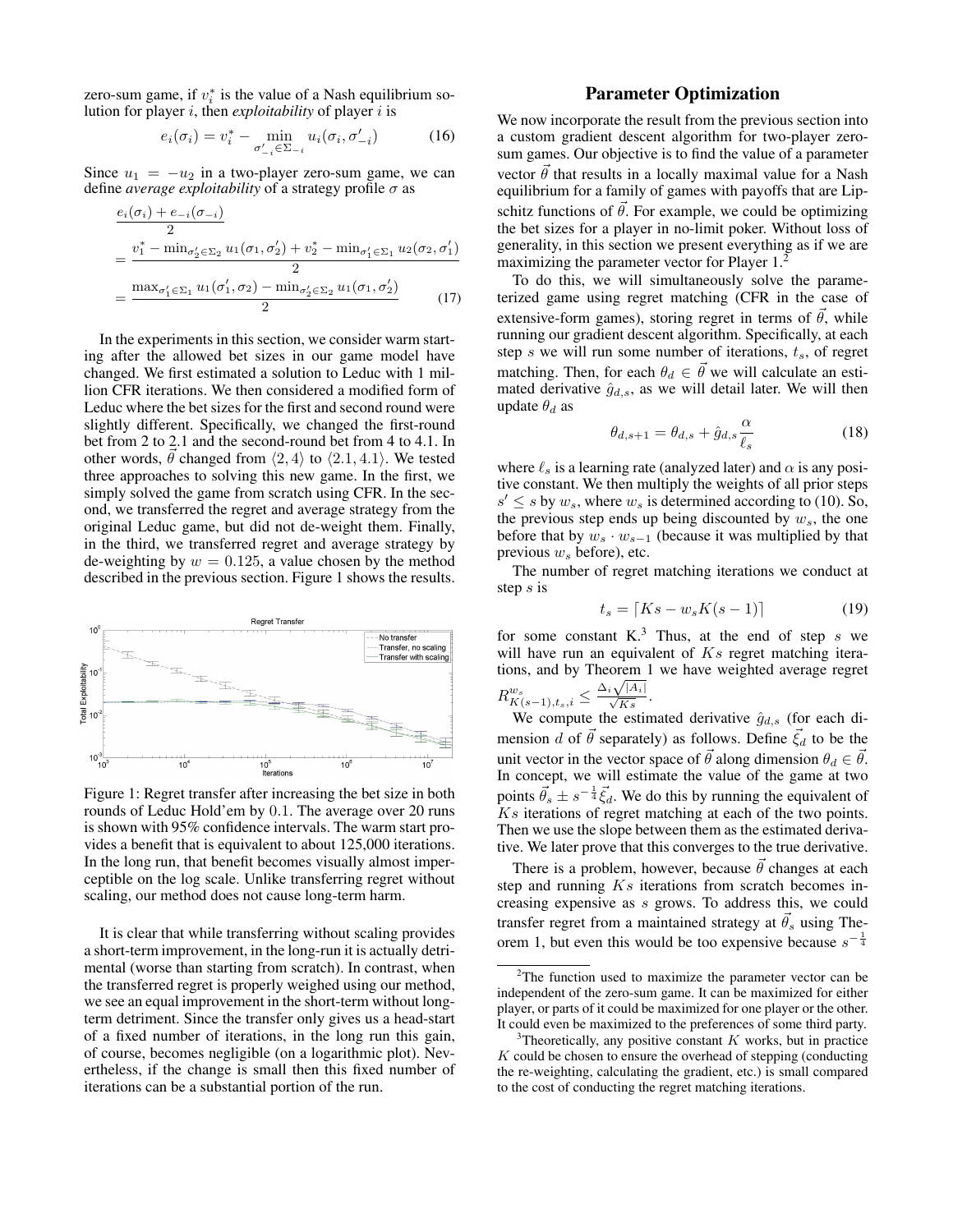zero-sum game, if $v_i^*$ is the value of a Nash equilibrium solution for player $i$, then *exploitability* of player $i$ is

$$e_i(\sigma_i) = v_i^* - \min_{\sigma'_{-i} \in \Sigma_{-i}} u_i(\sigma_i, \sigma'_{-i}) \tag{16}$$

Since $u_1 = -u_2$ in a two-player zero-sum game, we can define *average exploitability* of a strategy profile $\sigma$ as

$$\begin{aligned} &\frac{e_i(\sigma_i) + e_{-i}(\sigma_{-i})}{2} \\ &= \frac{v_1^* - \min_{\sigma'_2 \in \Sigma_2} u_1(\sigma_1, \sigma'_2) + v_2^* - \min_{\sigma'_1 \in \Sigma_1} u_2(\sigma_2, \sigma'_1)}{2} \\ &= \frac{\max_{\sigma'_1 \in \Sigma_1} u_1(\sigma'_1, \sigma_2) - \min_{\sigma'_2 \in \Sigma_2} u_1(\sigma_1, \sigma'_2)}{2} \end{aligned} \tag{17}$$

In the experiments in this section, we consider warm starting after the allowed bet sizes in our game model have changed. We first estimated a solution to Leduc with 1 million CFR iterations. We then considered a modified form of Leduc where the bet sizes for the first and second round were slightly different. Specifically, we changed the first-round bet from 2 to 2.1 and the second-round bet from 4 to 4.1. In other words, $\vec{\theta}$ changed from $\langle 2, 4 \rangle$ to $\langle 2.1, 4.1 \rangle$. We tested three approaches to solving this new game. In the first, we simply solved the game from scratch using CFR. In the second, we transferred the regret and average strategy from the original Leduc game, but did not de-weight them. Finally, in the third, we transferred regret and average strategy by de-weighting by $w = 0.125$, a value chosen by the method described in the previous section. Figure 1 shows the results.

Figure 1: Regret transfer after increasing the bet size in both rounds of Leduc Hold'em by 0.1. The average over 20 runs is shown with 95% confidence intervals. The warm start provides a benefit that is equivalent to about 125,000 iterations. In the long run, that benefit becomes visually almost imperceptible on the log scale. Unlike transferring regret without scaling, our method does not cause long-term harm.

It is clear that while transferring without scaling provides a short-term improvement, in the long-run it is actually detrimental (worse than starting from scratch). In contrast, when the transferred regret is properly weighed using our method, we see an equal improvement in the short-term without long-term detriment. Since the transfer only gives us a head-start of a fixed number of iterations, in the long run this gain, of course, becomes negligible (on a logarithmic plot). Nevertheless, if the change is small then this fixed number of iterations can be a substantial portion of the run.

## Parameter Optimization

We now incorporate the result from the previous section into a custom gradient descent algorithm for two-player zero-sum games. Our objective is to find the value of a parameter vector $\vec{\theta}$ that results in a locally maximal value for a Nash equilibrium for a family of games with payoffs that are Lipschitz functions of $\vec{\theta}$. For example, we could be optimizing the bet sizes for a player in no-limit poker. Without loss of generality, in this section we present everything as if we are maximizing the parameter vector for Player 1.[2]

To do this, we will simultaneously solve the parameterized game using regret matching (CFR in the case of extensive-form games), storing regret in terms of $\vec{\theta}$, while running our gradient descent algorithm. Specifically, at each step $s$ we will run some number of iterations, $t_s$, of regret matching. Then, for each $\theta_d \in \vec{\theta}$ we will calculate an estimated derivative $\hat{g}_{d,s}$, as we will detail later. We will then update $\theta_d$ as

$$\theta_{d,s+1} = \theta_{d,s} + \hat{g}_{d,s} \frac{\alpha}{\ell_s} \tag{18}$$

where $\ell_s$ is a learning rate (analyzed later) and $\alpha$ is any positive constant. We then multiply the weights of all prior steps $s' \leq s$ by $w_s$, where $w_s$ is determined according to (10). So, the previous step ends up being discounted by $w_s$, the one before that by $w_s \cdot w_{s-1}$ (because it was multiplied by that previous $w_s$ before), etc.

The number of regret matching iterations we conduct at step $s$ is

$$t_s = \lceil Ks - w_s K(s-1) \rceil \tag{19}$$

for some constant K.[3] Thus, at the end of step $s$ we will have run an equivalent of $Ks$ regret matching iterations, and by Theorem 1 we have weighted average regret $R^{w_s}_{K(s-1),t_s,i} \leq \frac{\Delta_i \sqrt{|A_i|}}{\sqrt{Ks}}$.

We compute the estimated derivative $\hat{g}_{d,s}$ (for each dimension $d$ of $\vec{\theta}$ separately) as follows. Define $\vec{\xi}_d$ to be the unit vector in the vector space of $\vec{\theta}$ along dimension $\theta_d \in \vec{\theta}$. In concept, we will estimate the value of the game at two points $\vec{\theta}_s \pm s^{-\frac{1}{4}} \vec{\xi}_d$. We do this by running the equivalent of $Ks$ iterations of regret matching at each of the two points. Then we use the slope between them as the estimated derivative. We later prove that this converges to the true derivative.

There is a problem, however, because $\vec{\theta}$ changes at each step and running $Ks$ iterations from scratch becomes increasing expensive as $s$ grows. To address this, we could transfer regret from a maintained strategy at $\vec{\theta}_s$ using Theorem 1, but even this would be too expensive because $s^{-\frac{1}{4}}$

[2] The function used to maximize the parameter vector can be independent of the zero-sum game. It can be maximized for either player, or parts of it could be maximized for one player or the other. It could even be maximized to the preferences of some third party.

[3] Theoretically, any positive constant $K$ works, but in practice $K$ could be chosen to ensure the overhead of stepping (conducting the re-weighting, calculating the gradient, etc.) is small compared to the cost of conducting the regret matching iterations.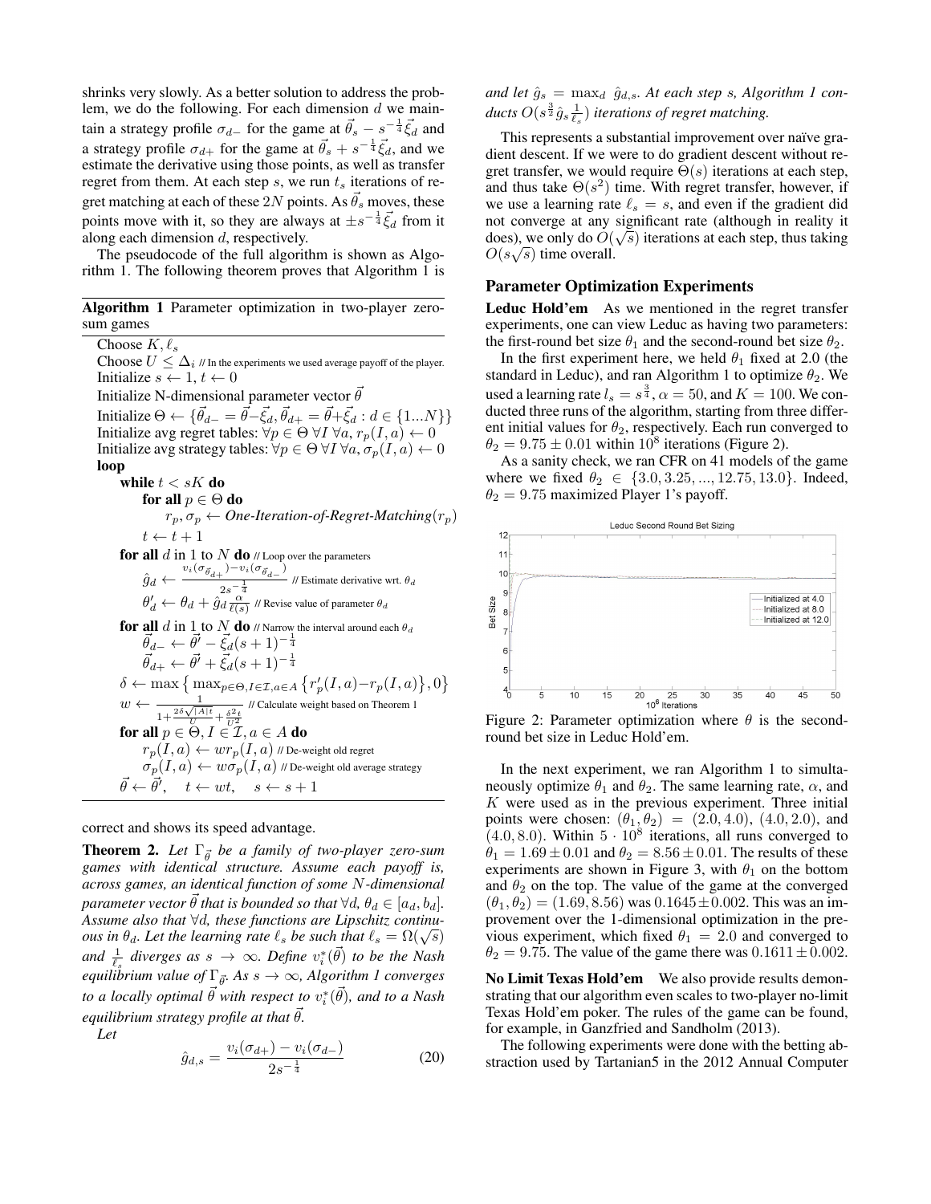shrinks very slowly. As a better solution to address the problem, we do the following. For each dimension $d$ we maintain a strategy profile $\sigma_{d-}$ for the game at $\vec{\theta}_s - s^{-\frac{1}{4}}\vec{\xi}_d$ and a strategy profile $\sigma_{d+}$ for the game at $\vec{\theta}_s + s^{-\frac{1}{4}}\vec{\xi}_d$, and we estimate the derivative using those points, as well as transfer regret from them. At each step $s$, we run $t_s$ iterations of regret matching at each of these $2N$ points. As $\vec{\theta}_s$ moves, these points move with it, so they are always at $\pm s^{-\frac{1}{4}}\vec{\xi}_d$ from it along each dimension $d$, respectively.

The pseudocode of the full algorithm is shown as Algorithm 1. The following theorem proves that Algorithm 1 is correct and shows its speed advantage.

**Algorithm 1** Parameter optimization in two-player zero-sum games

```
Choose K, ℓ_s
Choose U ≤ Δ_i // In the experiments we used average payoff of the player.
Initialize s ← 1, t ← 0
Initialize N-dimensional parameter vector θ
Initialize Θ ← {θ_{d-} = θ − ξ_d, θ_{d+} = θ + ξ_d : d ∈ {1...N}}
Initialize avg regret tables: ∀p ∈ Θ ∀I ∀a, r_p(I, a) ← 0
Initialize avg strategy tables: ∀p ∈ Θ ∀I ∀a, σ_p(I, a) ← 0
loop
    while t < sK do
        for all p ∈ Θ do
            r_p, σ_p ← One-Iteration-of-Regret-Matching(r_p)
        t ← t + 1
    for all d in 1 to N do // Loop over the parameters
        ĝ_d ← (v_i(σ_{θ_{d+}}) − v_i(σ_{θ_{d−}})) / (2 s^{-1/4}) // Estimate derivative wrt. θ_d
        θ'_d ← θ_d + ĝ_d α/ℓ(s) // Revise value of parameter θ_d
    for all d in 1 to N do // Narrow the interval around each θ_d
        θ_{d−} ← θ' − ξ_d (s+1)^{-1/4}
        θ_{d+} ← θ' + ξ_d (s+1)^{-1/4}
    δ ← max{ max_{p∈Θ, I∈I, a∈A} { r'_p(I, a) − r_p(I, a) }, 0 }
    w ← 1 / (1 + 2δ√|A|t / U + δ²t / U²) // Calculate weight based on Theorem 1
    for all p ∈ Θ, I ∈ I, a ∈ A do
        r_p(I, a) ← w r_p(I, a) // De-weight old regret
        σ_p(I, a) ← w σ_p(I, a) // De-weight old average strategy
    θ ← θ',   t ← wt,   s ← s + 1
```

**Theorem 2.** *Let $\Gamma_{\vec{\theta}}$ be a family of two-player zero-sum games with identical structure. Assume each payoff is, across games, an identical function of some $N$-dimensional parameter vector $\vec{\theta}$ that is bounded so that $\forall d$, $\theta_d \in [a_d, b_d]$. Assume also that $\forall d$, these functions are Lipschitz continuous in $\theta_d$. Let the learning rate $\ell_s$ be such that $\ell_s = \Omega(\sqrt{s})$ and $\frac{1}{\ell_s}$ diverges as $s \to \infty$. Define $v_i^*(\vec{\theta})$ to be the Nash equilibrium value of $\Gamma_{\vec{\theta}}$. As $s \to \infty$, Algorithm 1 converges to a locally optimal $\vec{\theta}$ with respect to $v_i^*(\vec{\theta})$, and to a Nash equilibrium strategy profile at that $\vec{\theta}$.*

*Let*

$$\hat{g}_{d,s} = \frac{v_i(\sigma_{d+}) - v_i(\sigma_{d-})}{2s^{-\frac{1}{4}}} \tag{20}$$

*and let $\hat{g}_s = \max_d \; \hat{g}_{d,s}$. At each step $s$, Algorithm 1 conducts $O(s^{\frac{3}{2}}\hat{g}_s\frac{1}{\ell_s})$ iterations of regret matching.*

This represents a substantial improvement over naïve gradient descent. If we were to do gradient descent without regret transfer, we would require $\Theta(s)$ iterations at each step, and thus take $\Theta(s^2)$ time. With regret transfer, however, if we use a learning rate $\ell_s = s$, and even if the gradient did not converge at any significant rate (although in reality it does), we only do $O(\sqrt{s})$ iterations at each step, thus taking $O(s\sqrt{s})$ time overall.

## Parameter Optimization Experiments

**Leduc Hold'em** As we mentioned in the regret transfer experiments, one can view Leduc as having two parameters: the first-round bet size $\theta_1$ and the second-round bet size $\theta_2$.

In the first experiment here, we held $\theta_1$ fixed at 2.0 (the standard in Leduc), and ran Algorithm 1 to optimize $\theta_2$. We used a learning rate $l_s = s^{\frac{3}{4}}$, $\alpha = 50$, and $K = 100$. We conducted three runs of the algorithm, starting from three different initial values for $\theta_2$, respectively. Each run converged to $\theta_2 = 9.75 \pm 0.01$ within $10^8$ iterations (Figure 2).

As a sanity check, we ran CFR on 41 models of the game where we fixed $\theta_2 \in \{3.0, 3.25, ..., 12.75, 13.0\}$. Indeed, $\theta_2 = 9.75$ maximized Player 1's payoff.

Figure 2: Parameter optimization where $\theta$ is the second-round bet size in Leduc Hold'em.

In the next experiment, we ran Algorithm 1 to simultaneously optimize $\theta_1$ and $\theta_2$. The same learning rate, $\alpha$, and $K$ were used as in the previous experiment. Three initial points were chosen: $(\theta_1, \theta_2) = (2.0, 4.0)$, $(4.0, 2.0)$, and $(4.0, 8.0)$. Within $5 \cdot 10^8$ iterations, all runs converged to $\theta_1 = 1.69 \pm 0.01$ and $\theta_2 = 8.56 \pm 0.01$. The results of these experiments are shown in Figure 3, with $\theta_1$ on the bottom and $\theta_2$ on the top. The value of the game at the converged $(\theta_1, \theta_2) = (1.69, 8.56)$ was $0.1645 \pm 0.002$. This was an improvement over the 1-dimensional optimization in the previous experiment, which fixed $\theta_1 = 2.0$ and converged to $\theta_2 = 9.75$. The value of the game there was $0.1611 \pm 0.002$.

**No Limit Texas Hold'em** We also provide results demonstrating that our algorithm even scales to two-player no-limit Texas Hold'em poker. The rules of the game can be found, for example, in Ganzfried and Sandholm (2013).

The following experiments were done with the betting abstraction used by Tartanian5 in the 2012 Annual Computer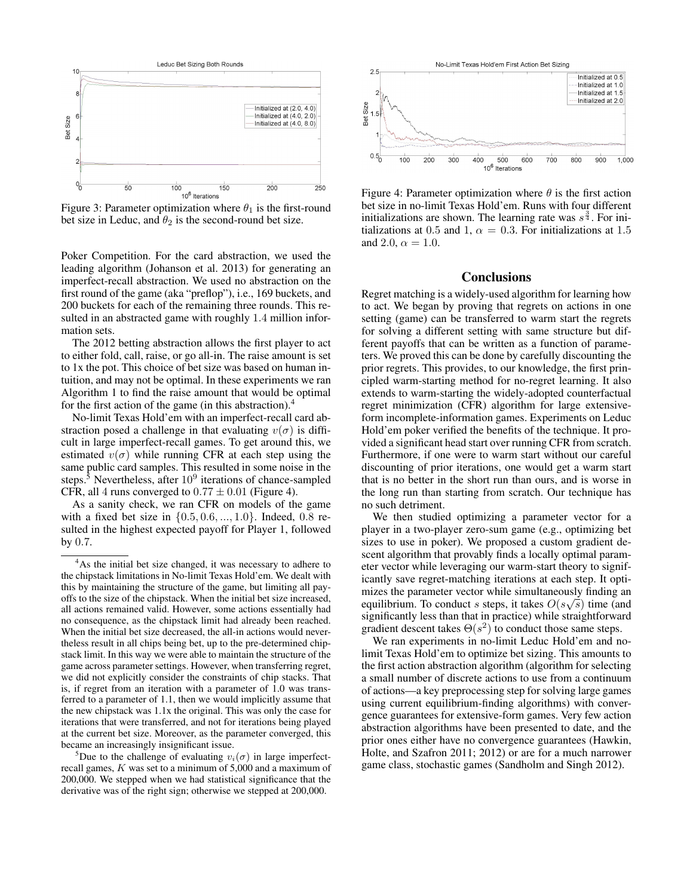Figure 3: Parameter optimization where $\theta_1$ is the first-round bet size in Leduc, and $\theta_2$ is the second-round bet size.

Figure 4: Parameter optimization where $\theta$ is the first action bet size in no-limit Texas Hold'em. Runs with four different initializations are shown. The learning rate was $s^{\frac{3}{4}}$. For initializations at 0.5 and 1, $\alpha = 0.3$. For initializations at 1.5 and 2.0, $\alpha = 1.0$.

Poker Competition. For the card abstraction, we used the leading algorithm (Johanson et al. 2013) for generating an imperfect-recall abstraction. We used no abstraction on the first round of the game (aka "preflop"), i.e., 169 buckets, and 200 buckets for each of the remaining three rounds. This resulted in an abstracted game with roughly 1.4 million information sets.

The 2012 betting abstraction allows the first player to act to either fold, call, raise, or go all-in. The raise amount is set to 1x the pot. This choice of bet size was based on human intuition, and may not be optimal. In these experiments we ran Algorithm 1 to find the raise amount that would be optimal for the first action of the game (in this abstraction).[4]

No-limit Texas Hold'em with an imperfect-recall card abstraction posed a challenge in that evaluating $v(\sigma)$ is difficult in large imperfect-recall games. To get around this, we estimated $v(\sigma)$ while running CFR at each step using the same public card samples. This resulted in some noise in the steps.[5] Nevertheless, after $10^9$ iterations of chance-sampled CFR, all 4 runs converged to $0.77 \pm 0.01$ (Figure 4).

As a sanity check, we ran CFR on models of the game with a fixed bet size in $\{0.5, 0.6, ..., 1.0\}$. Indeed, 0.8 resulted in the highest expected payoff for Player 1, followed by 0.7.

[4]As the initial bet size changed, it was necessary to adhere to the chipstack limitations in No-limit Texas Hold'em. We dealt with this by maintaining the structure of the game, but limiting all payoffs to the size of the chipstack. When the initial bet size increased, all actions remained valid. However, some actions essentially had no consequence, as the chipstack limit had already been reached. When the initial bet size decreased, the all-in actions would nevertheless result in all chips being bet, up to the pre-determined chipstack limit. In this way we were able to maintain the structure of the game across parameter settings. However, when transferring regret, we did not explicitly consider the constraints of chip stacks. That is, if regret from an iteration with a parameter of 1.0 was transferred to a parameter of 1.1, then we would implicitly assume that the new chipstack was 1.1x the original. This was only the case for iterations that were transferred, and not for iterations being played at the current bet size. Moreover, as the parameter converged, this became an increasingly insignificant issue.

[5]Due to the challenge of evaluating $v_i(\sigma)$ in large imperfect-recall games, $K$ was set to a minimum of 5,000 and a maximum of 200,000. We stepped when we had statistical significance that the derivative was of the right sign; otherwise we stepped at 200,000.

## Conclusions

Regret matching is a widely-used algorithm for learning how to act. We began by proving that regrets on actions in one setting (game) can be transferred to warm start the regrets for solving a different setting with same structure but different payoffs that can be written as a function of parameters. We proved this can be done by carefully discounting the prior regrets. This provides, to our knowledge, the first principled warm-starting method for no-regret learning. It also extends to warm-starting the widely-adopted counterfactual regret minimization (CFR) algorithm for large extensive-form incomplete-information games. Experiments on Leduc Hold'em poker verified the benefits of the technique. It provided a significant head start over running CFR from scratch. Furthermore, if one were to warm start without our careful discounting of prior iterations, one would get a warm start that is no better in the short run than ours, and is worse in the long run than starting from scratch. Our technique has no such detriment.

We then studied optimizing a parameter vector for a player in a two-player zero-sum game (e.g., optimizing bet sizes to use in poker). We proposed a custom gradient descent algorithm that provably finds a locally optimal parameter vector while leveraging our warm-start theory to significantly save regret-matching iterations at each step. It optimizes the parameter vector while simultaneously finding an equilibrium. To conduct $s$ steps, it takes $O(s\sqrt{s})$ time (and significantly less than that in practice) while straightforward gradient descent takes $\Theta(s^2)$ to conduct those same steps.

We ran experiments in no-limit Leduc Hold'em and no-limit Texas Hold'em to optimize bet sizing. This amounts to the first action abstraction algorithm (algorithm for selecting a small number of discrete actions to use from a continuum of actions—a key preprocessing step for solving large games using current equilibrium-finding algorithms) with convergence guarantees for extensive-form games. Very few action abstraction algorithms have been presented to date, and the prior ones either have no convergence guarantees (Hawkin, Holte, and Szafron 2011; 2012) or are for a much narrower game class, stochastic games (Sandholm and Singh 2012).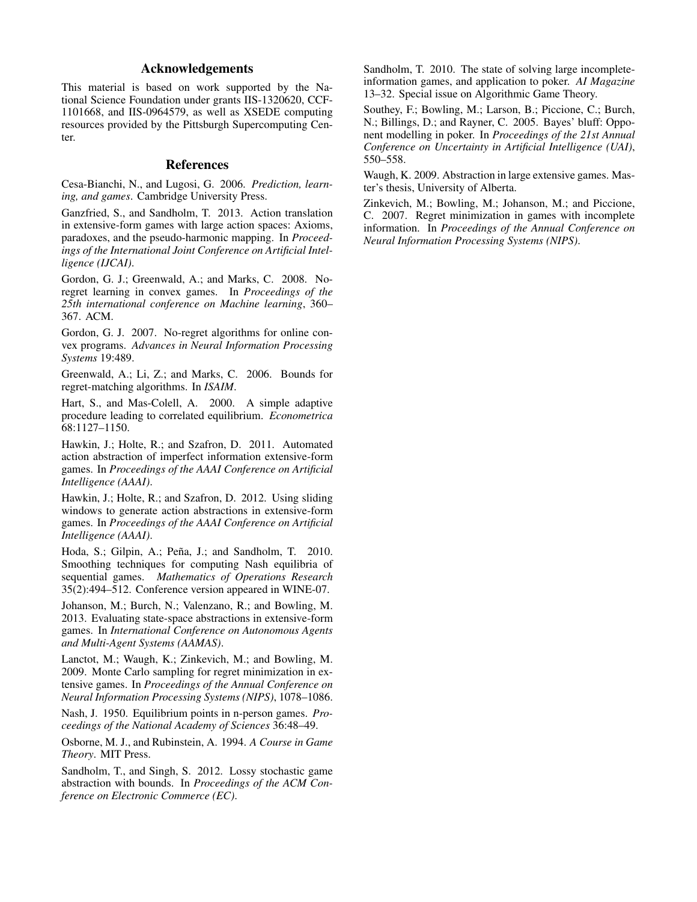## Acknowledgements

This material is based on work supported by the National Science Foundation under grants IIS-1320620, CCF-1101668, and IIS-0964579, as well as XSEDE computing resources provided by the Pittsburgh Supercomputing Center.

## References

Cesa-Bianchi, N., and Lugosi, G. 2006. *Prediction, learning, and games*. Cambridge University Press.

Ganzfried, S., and Sandholm, T. 2013. Action translation in extensive-form games with large action spaces: Axioms, paradoxes, and the pseudo-harmonic mapping. In *Proceedings of the International Joint Conference on Artificial Intelligence (IJCAI)*.

Gordon, G. J.; Greenwald, A.; and Marks, C. 2008. No-regret learning in convex games. In *Proceedings of the 25th international conference on Machine learning*, 360–367. ACM.

Gordon, G. J. 2007. No-regret algorithms for online convex programs. *Advances in Neural Information Processing Systems* 19:489.

Greenwald, A.; Li, Z.; and Marks, C. 2006. Bounds for regret-matching algorithms. In *ISAIM*.

Hart, S., and Mas-Colell, A. 2000. A simple adaptive procedure leading to correlated equilibrium. *Econometrica* 68:1127–1150.

Hawkin, J.; Holte, R.; and Szafron, D. 2011. Automated action abstraction of imperfect information extensive-form games. In *Proceedings of the AAAI Conference on Artificial Intelligence (AAAI)*.

Hawkin, J.; Holte, R.; and Szafron, D. 2012. Using sliding windows to generate action abstractions in extensive-form games. In *Proceedings of the AAAI Conference on Artificial Intelligence (AAAI)*.

Hoda, S.; Gilpin, A.; Peña, J.; and Sandholm, T. 2010. Smoothing techniques for computing Nash equilibria of sequential games. *Mathematics of Operations Research* 35(2):494–512. Conference version appeared in WINE-07.

Johanson, M.; Burch, N.; Valenzano, R.; and Bowling, M. 2013. Evaluating state-space abstractions in extensive-form games. In *International Conference on Autonomous Agents and Multi-Agent Systems (AAMAS)*.

Lanctot, M.; Waugh, K.; Zinkevich, M.; and Bowling, M. 2009. Monte Carlo sampling for regret minimization in extensive games. In *Proceedings of the Annual Conference on Neural Information Processing Systems (NIPS)*, 1078–1086.

Nash, J. 1950. Equilibrium points in n-person games. *Proceedings of the National Academy of Sciences* 36:48–49.

Osborne, M. J., and Rubinstein, A. 1994. *A Course in Game Theory*. MIT Press.

Sandholm, T., and Singh, S. 2012. Lossy stochastic game abstraction with bounds. In *Proceedings of the ACM Conference on Electronic Commerce (EC)*.

Sandholm, T. 2010. The state of solving large incomplete-information games, and application to poker. *AI Magazine* 13–32. Special issue on Algorithmic Game Theory.

Southey, F.; Bowling, M.; Larson, B.; Piccione, C.; Burch, N.; Billings, D.; and Rayner, C. 2005. Bayes' bluff: Opponent modelling in poker. In *Proceedings of the 21st Annual Conference on Uncertainty in Artificial Intelligence (UAI)*, 550–558.

Waugh, K. 2009. Abstraction in large extensive games. Master's thesis, University of Alberta.

Zinkevich, M.; Bowling, M.; Johanson, M.; and Piccione, C. 2007. Regret minimization in games with incomplete information. In *Proceedings of the Annual Conference on Neural Information Processing Systems (NIPS)*.